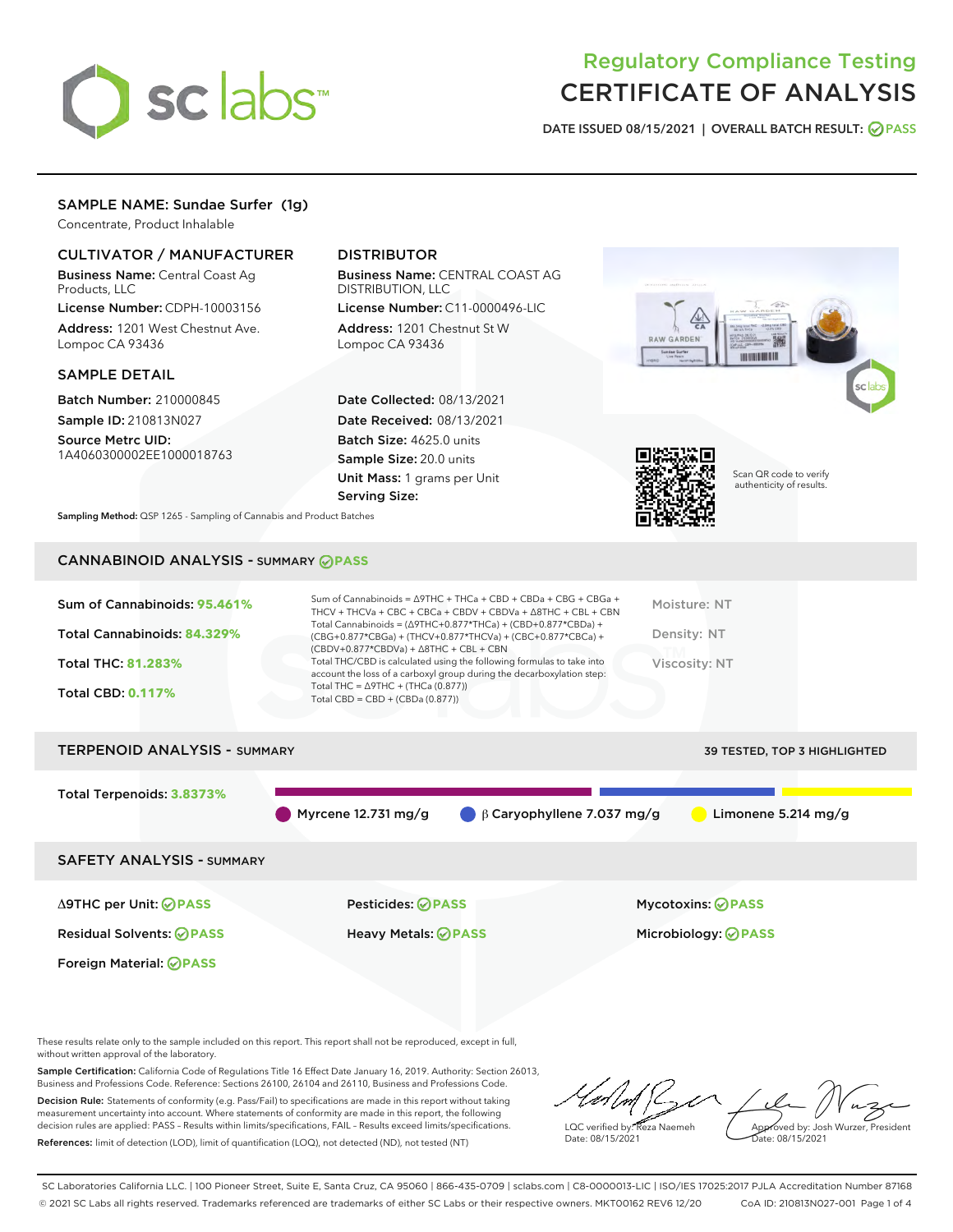# Regulatory Compliance Testing
# CERTIFICATE OF ANALYSIS

DATE ISSUED 08/15/2021 | OVERALL BATCH RESULT: PASS

## SAMPLE NAME: Sundae Surfer (1g)

Concentrate, Product Inhalable

### CULTIVATOR / MANUFACTURER

**Business Name:** Central Coast Ag Products, LLC

**License Number:** CDPH-10003156

**Address:** 1201 West Chestnut Ave. Lompoc CA 93436

### DISTRIBUTOR

**Business Name:** CENTRAL COAST AG DISTRIBUTION, LLC

**License Number:** C11-0000496-LIC

**Address:** 1201 Chestnut St W Lompoc CA 93436

### SAMPLE DETAIL

**Batch Number:** 210000845

**Sample ID:** 210813N027

**Source Metrc UID:** 1A4060300002EE1000018763

**Date Collected:** 08/13/2021

**Date Received:** 08/13/2021

**Batch Size:** 4625.0 units

**Sample Size:** 20.0 units

**Unit Mass:** 1 grams per Unit

**Serving Size:**

Scan QR code to verify authenticity of results.

**Sampling Method:** QSP 1265 - Sampling of Cannabis and Product Batches

## CANNABINOID ANALYSIS - SUMMARY PASS

Sum of Cannabinoids: **95.461%**

Total Cannabinoids: **84.329%**

Total THC: **81.283%**

Total CBD: **0.117%**

Sum of Cannabinoids = Δ9THC + THCa + CBD + CBDa + CBG + CBGa + THCV + THCVa + CBC + CBCa + CBDV + CBDVa + Δ8THC + CBL + CBN

Total Cannabinoids = (Δ9THC+0.877*THCa) + (CBD+0.877*CBDa) + (CBG+0.877*CBGa) + (THCV+0.877*THCVa) + (CBC+0.877*CBCa) + (CBDV+0.877*CBDVa) + Δ8THC + CBL + CBN

Total THC/CBD is calculated using the following formulas to take into account the loss of a carboxyl group during the decarboxylation step:

Total THC = Δ9THC + (THCa (0.877))

Total CBD = CBD + (CBDa (0.877))

Moisture: NT

Density: NT

Viscosity: NT

## TERPENOID ANALYSIS - SUMMARY

39 TESTED, TOP 3 HIGHLIGHTED

Total Terpenoids: **3.8373%**

Myrcene 12.731 mg/g | β Caryophyllene 7.037 mg/g | Limonene 5.214 mg/g

## SAFETY ANALYSIS - SUMMARY

| | | |
|---|---|---|
| Δ9THC per Unit: PASS | Pesticides: PASS | Mycotoxins: PASS |
| Residual Solvents: PASS | Heavy Metals: PASS | Microbiology: PASS |
| Foreign Material: PASS | | |

These results relate only to the sample included on this report. This report shall not be reproduced, except in full, without written approval of the laboratory.

**Sample Certification:** California Code of Regulations Title 16 Effect Date January 16, 2019. Authority: Section 26013, Business and Professions Code. Reference: Sections 26100, 26104 and 26110, Business and Professions Code.

**Decision Rule:** Statements of conformity (e.g. Pass/Fail) to specifications are made in this report without taking measurement uncertainty into account. Where statements of conformity are made in this report, the following decision rules are applied: PASS - Results within limits/specifications, FAIL - Results exceed limits/specifications.

**References:** limit of detection (LOD), limit of quantification (LOQ), not detected (ND), not tested (NT)

LQC verified by: Reza Naemeh
Date: 08/15/2021

Approved by: Josh Wurzer, President
Date: 08/15/2021

SC Laboratories California LLC. | 100 Pioneer Street, Suite E, Santa Cruz, CA 95060 | 866-435-0709 | sclabs.com | C8-0000013-LIC | ISO/IES 17025:2017 PJLA Accreditation Number 87168

© 2021 SC Labs all rights reserved. Trademarks referenced are trademarks of either SC Labs or their respective owners. MKT00162 REV6 12/20 CoA ID: 210813N027-001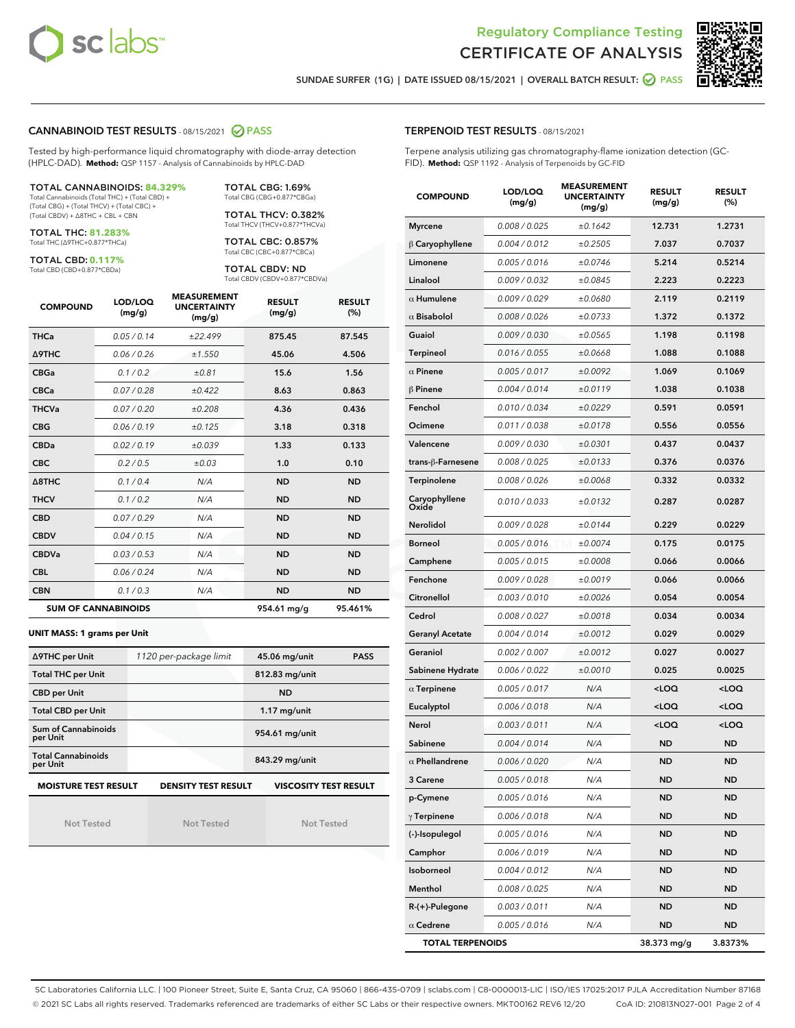# Regulatory Compliance Testing
# CERTIFICATE OF ANALYSIS

SUNDAE SURFER (1G) | DATE ISSUED 08/15/2021 | OVERALL BATCH RESULT: PASS

## CANNABINOID TEST RESULTS - 08/15/2021 PASS

Tested by high-performance liquid chromatography with diode-array detection (HPLC-DAD). **Method:** QSP 1157 - Analysis of Cannabinoids by HPLC-DAD

**TOTAL CANNABINOIDS: 84.329%**
Total Cannabinoids (Total THC) + (Total CBD) + (Total CBG) + (Total THCV) + (Total CBC) + (Total CBDV) + Δ8THC + CBL + CBN

**TOTAL THC: 81.283%**
Total THC (Δ9THC+0.877*THCa)

**TOTAL CBD: 0.117%**
Total CBD (CBD+0.877*CBDa)

**TOTAL CBG: 1.69%**
Total CBG (CBG+0.877*CBGa)

**TOTAL THCV: 0.382%**
Total THCV (THCV+0.877*THCVa)

**TOTAL CBC: 0.857%**
Total CBC (CBC+0.877*CBCa)

**TOTAL CBDV: ND**
Total CBDV (CBDV+0.877*CBDVa)

| COMPOUND | LOD/LOQ (mg/g) | MEASUREMENT UNCERTAINTY (mg/g) | RESULT (mg/g) | RESULT (%) |
|---|---|---|---|---|
| THCa | 0.05 / 0.14 | ±22.499 | 875.45 | 87.545 |
| Δ9THC | 0.06 / 0.26 | ±1.550 | 45.06 | 4.506 |
| CBGa | 0.1 / 0.2 | ±0.81 | 15.6 | 1.56 |
| CBCa | 0.07 / 0.28 | ±0.422 | 8.63 | 0.863 |
| THCVa | 0.07 / 0.20 | ±0.208 | 4.36 | 0.436 |
| CBG | 0.06 / 0.19 | ±0.125 | 3.18 | 0.318 |
| CBDa | 0.02 / 0.19 | ±0.039 | 1.33 | 0.133 |
| CBC | 0.2 / 0.5 | ±0.03 | 1.0 | 0.10 |
| Δ8THC | 0.1 / 0.4 | N/A | ND | ND |
| THCV | 0.1 / 0.2 | N/A | ND | ND |
| CBD | 0.07 / 0.29 | N/A | ND | ND |
| CBDV | 0.04 / 0.15 | N/A | ND | ND |
| CBDVa | 0.03 / 0.53 | N/A | ND | ND |
| CBL | 0.06 / 0.24 | N/A | ND | ND |
| CBN | 0.1 / 0.3 | N/A | ND | ND |
| **SUM OF CANNABINOIDS** | | | 954.61 mg/g | 95.461% |

**UNIT MASS: 1 grams per Unit**

| | | | |
|---|---|---|---|
| Δ9THC per Unit | 1120 per-package limit | 45.06 mg/unit | PASS |
| Total THC per Unit | | 812.83 mg/unit | |
| CBD per Unit | | ND | |
| Total CBD per Unit | | 1.17 mg/unit | |
| Sum of Cannabinoids per Unit | | 954.61 mg/unit | |
| Total Cannabinoids per Unit | | 843.29 mg/unit | |

| MOISTURE TEST RESULT | DENSITY TEST RESULT | VISCOSITY TEST RESULT |
|---|---|---|
| Not Tested | Not Tested | Not Tested |

## TERPENOID TEST RESULTS - 08/15/2021

Terpene analysis utilizing gas chromatography-flame ionization detection (GC-FID). **Method:** QSP 1192 - Analysis of Terpenoids by GC-FID

| COMPOUND | LOD/LOQ (mg/g) | MEASUREMENT UNCERTAINTY (mg/g) | RESULT (mg/g) | RESULT (%) |
|---|---|---|---|---|
| Myrcene | 0.008 / 0.025 | ±0.1642 | 12.731 | 1.2731 |
| β Caryophyllene | 0.004 / 0.012 | ±0.2505 | 7.037 | 0.7037 |
| Limonene | 0.005 / 0.016 | ±0.0746 | 5.214 | 0.5214 |
| Linalool | 0.009 / 0.032 | ±0.0845 | 2.223 | 0.2223 |
| α Humulene | 0.009 / 0.029 | ±0.0680 | 2.119 | 0.2119 |
| α Bisabolol | 0.008 / 0.026 | ±0.0733 | 1.372 | 0.1372 |
| Guaiol | 0.009 / 0.030 | ±0.0565 | 1.198 | 0.1198 |
| Terpineol | 0.016 / 0.055 | ±0.0668 | 1.088 | 0.1088 |
| α Pinene | 0.005 / 0.017 | ±0.0092 | 1.069 | 0.1069 |
| β Pinene | 0.004 / 0.014 | ±0.0119 | 1.038 | 0.1038 |
| Fenchol | 0.010 / 0.034 | ±0.0229 | 0.591 | 0.0591 |
| Ocimene | 0.011 / 0.038 | ±0.0178 | 0.556 | 0.0556 |
| Valencene | 0.009 / 0.030 | ±0.0301 | 0.437 | 0.0437 |
| trans-β-Farnesene | 0.008 / 0.025 | ±0.0133 | 0.376 | 0.0376 |
| Terpinolene | 0.008 / 0.026 | ±0.0068 | 0.332 | 0.0332 |
| Caryophyllene Oxide | 0.010 / 0.033 | ±0.0132 | 0.287 | 0.0287 |
| Nerolidol | 0.009 / 0.028 | ±0.0144 | 0.229 | 0.0229 |
| Borneol | 0.005 / 0.016 | ±0.0074 | 0.175 | 0.0175 |
| Camphene | 0.005 / 0.015 | ±0.0008 | 0.066 | 0.0066 |
| Fenchone | 0.009 / 0.028 | ±0.0019 | 0.066 | 0.0066 |
| Citronellol | 0.003 / 0.010 | ±0.0026 | 0.054 | 0.0054 |
| Cedrol | 0.008 / 0.027 | ±0.0018 | 0.034 | 0.0034 |
| Geranyl Acetate | 0.004 / 0.014 | ±0.0012 | 0.029 | 0.0029 |
| Geraniol | 0.002 / 0.007 | ±0.0012 | 0.027 | 0.0027 |
| Sabinene Hydrate | 0.006 / 0.022 | ±0.0010 | 0.025 | 0.0025 |
| α Terpinene | 0.005 / 0.017 | N/A | <LOQ | <LOQ |
| Eucalyptol | 0.006 / 0.018 | N/A | <LOQ | <LOQ |
| Nerol | 0.003 / 0.011 | N/A | <LOQ | <LOQ |
| Sabinene | 0.004 / 0.014 | N/A | ND | ND |
| α Phellandrene | 0.006 / 0.020 | N/A | ND | ND |
| 3 Carene | 0.005 / 0.018 | N/A | ND | ND |
| p-Cymene | 0.005 / 0.016 | N/A | ND | ND |
| γ Terpinene | 0.006 / 0.018 | N/A | ND | ND |
| (-)-Isopulegol | 0.005 / 0.016 | N/A | ND | ND |
| Camphor | 0.006 / 0.019 | N/A | ND | ND |
| Isoborneol | 0.004 / 0.012 | N/A | ND | ND |
| Menthol | 0.008 / 0.025 | N/A | ND | ND |
| R-(+)-Pulegone | 0.003 / 0.011 | N/A | ND | ND |
| α Cedrene | 0.005 / 0.016 | N/A | ND | ND |
| **TOTAL TERPENOIDS** | | | 38.373 mg/g | 3.8373% |

SC Laboratories California LLC. | 100 Pioneer Street, Suite E, Santa Cruz, CA 95060 | 866-435-0709 | sclabs.com | C8-0000013-LIC | ISO/IES 17025:2017 PJLA Accreditation Number 87168
© 2021 SC Labs all rights reserved. Trademarks referenced are trademarks of either SC Labs or their respective owners. MKT00162 REV6 12/20 CoA ID: 210813N027-001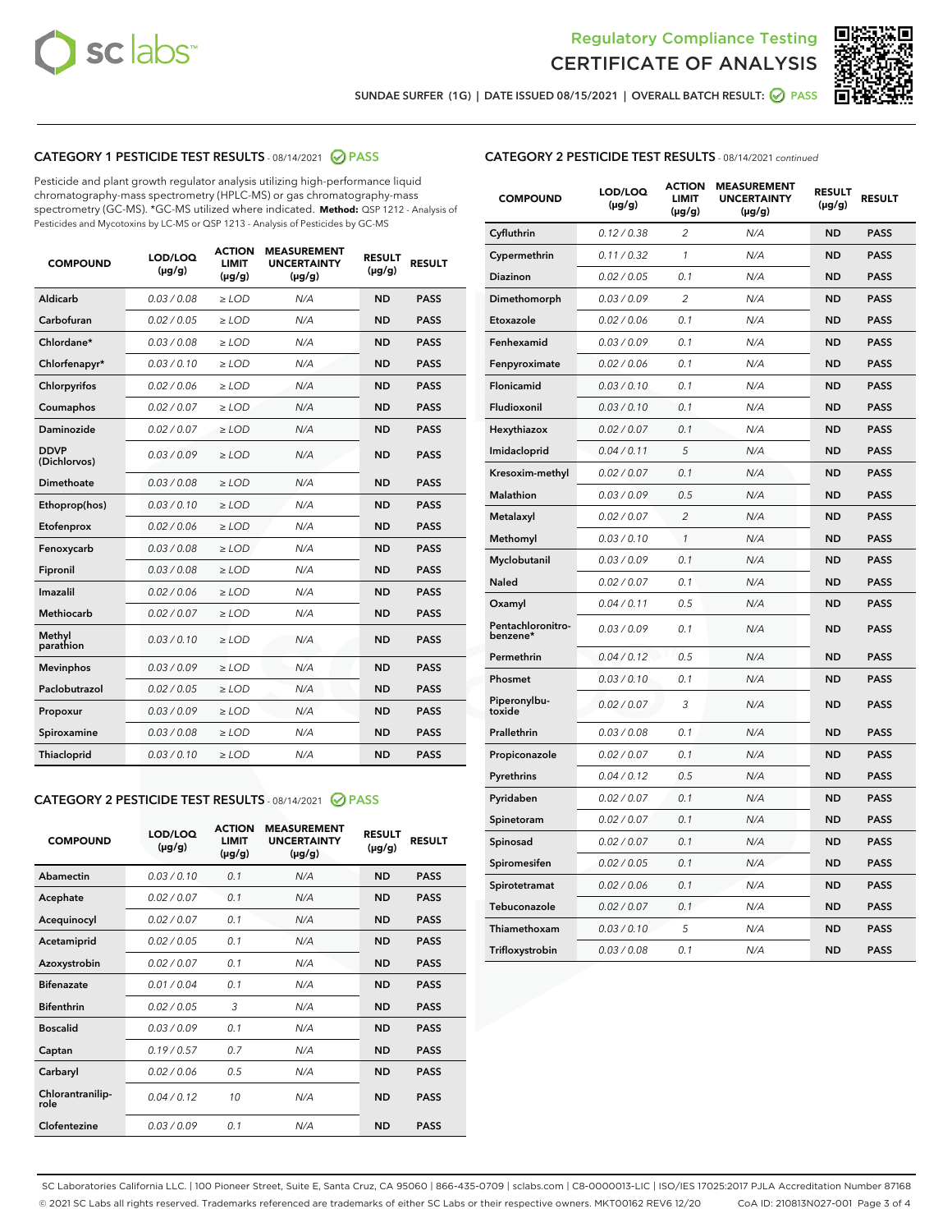Regulatory Compliance Testing
CERTIFICATE OF ANALYSIS

SUNDAE SURFER (1G) | DATE ISSUED 08/15/2021 | OVERALL BATCH RESULT: PASS

## CATEGORY 1 PESTICIDE TEST RESULTS - 08/14/2021 PASS

Pesticide and plant growth regulator analysis utilizing high-performance liquid chromatography-mass spectrometry (HPLC-MS) or gas chromatography-mass spectrometry (GC-MS). *GC-MS utilized where indicated. **Method:** QSP 1212 - Analysis of Pesticides and Mycotoxins by LC-MS or QSP 1213 - Analysis of Pesticides by GC-MS

| COMPOUND | LOD/LOQ (µg/g) | ACTION LIMIT (µg/g) | MEASUREMENT UNCERTAINTY (µg/g) | RESULT (µg/g) | RESULT |
|---|---|---|---|---|---|
| Aldicarb | 0.03 / 0.08 | ≥ LOD | N/A | ND | PASS |
| Carbofuran | 0.02 / 0.05 | ≥ LOD | N/A | ND | PASS |
| Chlordane* | 0.03 / 0.08 | ≥ LOD | N/A | ND | PASS |
| Chlorfenapyr* | 0.03 / 0.10 | ≥ LOD | N/A | ND | PASS |
| Chlorpyrifos | 0.02 / 0.06 | ≥ LOD | N/A | ND | PASS |
| Coumaphos | 0.02 / 0.07 | ≥ LOD | N/A | ND | PASS |
| Daminozide | 0.02 / 0.07 | ≥ LOD | N/A | ND | PASS |
| DDVP (Dichlorvos) | 0.03 / 0.09 | ≥ LOD | N/A | ND | PASS |
| Dimethoate | 0.03 / 0.08 | ≥ LOD | N/A | ND | PASS |
| Ethoprop(hos) | 0.03 / 0.10 | ≥ LOD | N/A | ND | PASS |
| Etofenprox | 0.02 / 0.06 | ≥ LOD | N/A | ND | PASS |
| Fenoxycarb | 0.03 / 0.08 | ≥ LOD | N/A | ND | PASS |
| Fipronil | 0.03 / 0.08 | ≥ LOD | N/A | ND | PASS |
| Imazalil | 0.02 / 0.06 | ≥ LOD | N/A | ND | PASS |
| Methiocarb | 0.02 / 0.07 | ≥ LOD | N/A | ND | PASS |
| Methyl parathion | 0.03 / 0.10 | ≥ LOD | N/A | ND | PASS |
| Mevinphos | 0.03 / 0.09 | ≥ LOD | N/A | ND | PASS |
| Paclobutrazol | 0.02 / 0.05 | ≥ LOD | N/A | ND | PASS |
| Propoxur | 0.03 / 0.09 | ≥ LOD | N/A | ND | PASS |
| Spiroxamine | 0.03 / 0.08 | ≥ LOD | N/A | ND | PASS |
| Thiacloprid | 0.03 / 0.10 | ≥ LOD | N/A | ND | PASS |

## CATEGORY 2 PESTICIDE TEST RESULTS - 08/14/2021 PASS

| COMPOUND | LOD/LOQ (µg/g) | ACTION LIMIT (µg/g) | MEASUREMENT UNCERTAINTY (µg/g) | RESULT (µg/g) | RESULT |
|---|---|---|---|---|---|
| Abamectin | 0.03 / 0.10 | 0.1 | N/A | ND | PASS |
| Acephate | 0.02 / 0.07 | 0.1 | N/A | ND | PASS |
| Acequinocyl | 0.02 / 0.07 | 0.1 | N/A | ND | PASS |
| Acetamiprid | 0.02 / 0.05 | 0.1 | N/A | ND | PASS |
| Azoxystrobin | 0.02 / 0.07 | 0.1 | N/A | ND | PASS |
| Bifenazate | 0.01 / 0.04 | 0.1 | N/A | ND | PASS |
| Bifenthrin | 0.02 / 0.05 | 3 | N/A | ND | PASS |
| Boscalid | 0.03 / 0.09 | 0.1 | N/A | ND | PASS |
| Captan | 0.19 / 0.57 | 0.7 | N/A | ND | PASS |
| Carbaryl | 0.02 / 0.06 | 0.5 | N/A | ND | PASS |
| Chlorantraniliprole | 0.04 / 0.12 | 10 | N/A | ND | PASS |
| Clofentezine | 0.03 / 0.09 | 0.1 | N/A | ND | PASS |
| Cyfluthrin | 0.12 / 0.38 | 2 | N/A | ND | PASS |
| Cypermethrin | 0.11 / 0.32 | 1 | N/A | ND | PASS |
| Diazinon | 0.02 / 0.05 | 0.1 | N/A | ND | PASS |
| Dimethomorph | 0.03 / 0.09 | 2 | N/A | ND | PASS |
| Etoxazole | 0.02 / 0.06 | 0.1 | N/A | ND | PASS |
| Fenhexamid | 0.03 / 0.09 | 0.1 | N/A | ND | PASS |
| Fenpyroximate | 0.02 / 0.06 | 0.1 | N/A | ND | PASS |
| Flonicamid | 0.03 / 0.10 | 0.1 | N/A | ND | PASS |
| Fludioxonil | 0.03 / 0.10 | 0.1 | N/A | ND | PASS |
| Hexythiazox | 0.02 / 0.07 | 0.1 | N/A | ND | PASS |
| Imidacloprid | 0.04 / 0.11 | 5 | N/A | ND | PASS |
| Kresoxim-methyl | 0.02 / 0.07 | 0.1 | N/A | ND | PASS |
| Malathion | 0.03 / 0.09 | 0.5 | N/A | ND | PASS |
| Metalaxyl | 0.02 / 0.07 | 2 | N/A | ND | PASS |
| Methomyl | 0.03 / 0.10 | 1 | N/A | ND | PASS |
| Myclobutanil | 0.03 / 0.09 | 0.1 | N/A | ND | PASS |
| Naled | 0.02 / 0.07 | 0.1 | N/A | ND | PASS |
| Oxamyl | 0.04 / 0.11 | 0.5 | N/A | ND | PASS |
| Pentachloronitrobenzene* | 0.03 / 0.09 | 0.1 | N/A | ND | PASS |
| Permethrin | 0.04 / 0.12 | 0.5 | N/A | ND | PASS |
| Phosmet | 0.03 / 0.10 | 0.1 | N/A | ND | PASS |
| Piperonylbutoxide | 0.02 / 0.07 | 3 | N/A | ND | PASS |
| Prallethrin | 0.03 / 0.08 | 0.1 | N/A | ND | PASS |
| Propiconazole | 0.02 / 0.07 | 0.1 | N/A | ND | PASS |
| Pyrethrins | 0.04 / 0.12 | 0.5 | N/A | ND | PASS |
| Pyridaben | 0.02 / 0.07 | 0.1 | N/A | ND | PASS |
| Spinetoram | 0.02 / 0.07 | 0.1 | N/A | ND | PASS |
| Spinosad | 0.02 / 0.07 | 0.1 | N/A | ND | PASS |
| Spiromesifen | 0.02 / 0.05 | 0.1 | N/A | ND | PASS |
| Spirotetramat | 0.02 / 0.06 | 0.1 | N/A | ND | PASS |
| Tebuconazole | 0.02 / 0.07 | 0.1 | N/A | ND | PASS |
| Thiamethoxam | 0.03 / 0.10 | 5 | N/A | ND | PASS |
| Trifloxystrobin | 0.03 / 0.08 | 0.1 | N/A | ND | PASS |

SC Laboratories California LLC. | 100 Pioneer Street, Suite E, Santa Cruz, CA 95060 | 866-435-0709 | sclabs.com | C8-0000013-LIC | ISO/IES 17025:2017 PJLA Accreditation Number 87168
© 2021 SC Labs all rights reserved. Trademarks referenced are trademarks of either SC Labs or their respective owners. MKT00162 REV6 12/20 CoA ID: 210813N027-001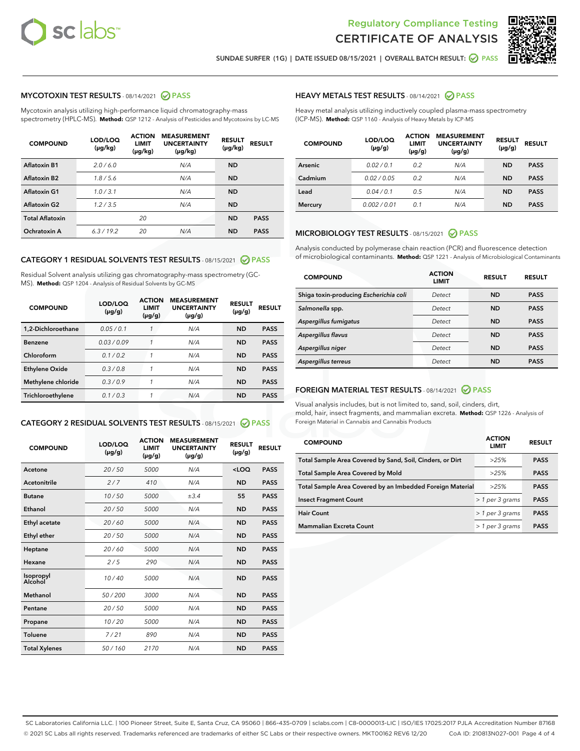Regulatory Compliance Testing
CERTIFICATE OF ANALYSIS

SUNDAE SURFER (1G) | DATE ISSUED 08/15/2021 | OVERALL BATCH RESULT: PASS

## MYCOTOXIN TEST RESULTS - 08/14/2021 PASS

Mycotoxin analysis utilizing high-performance liquid chromatography-mass spectrometry (HPLC-MS). **Method:** QSP 1212 - Analysis of Pesticides and Mycotoxins by LC-MS

| COMPOUND | LOD/LOQ (μg/kg) | ACTION LIMIT (μg/kg) | MEASUREMENT UNCERTAINTY (μg/kg) | RESULT (μg/kg) | RESULT |
|---|---|---|---|---|---|
| Aflatoxin B1 | 2.0 / 6.0 | | N/A | ND | |
| Aflatoxin B2 | 1.8 / 5.6 | | N/A | ND | |
| Aflatoxin G1 | 1.0 / 3.1 | | N/A | ND | |
| Aflatoxin G2 | 1.2 / 3.5 | | N/A | ND | |
| Total Aflatoxin | | 20 | | ND | PASS |
| Ochratoxin A | 6.3 / 19.2 | 20 | N/A | ND | PASS |

## CATEGORY 1 RESIDUAL SOLVENTS TEST RESULTS - 08/15/2021 PASS

Residual Solvent analysis utilizing gas chromatography-mass spectrometry (GC-MS). **Method:** QSP 1204 - Analysis of Residual Solvents by GC-MS

| COMPOUND | LOD/LOQ (μg/g) | ACTION LIMIT (μg/g) | MEASUREMENT UNCERTAINTY (μg/g) | RESULT (μg/g) | RESULT |
|---|---|---|---|---|---|
| 1,2-Dichloroethane | 0.05 / 0.1 | 1 | N/A | ND | PASS |
| Benzene | 0.03 / 0.09 | 1 | N/A | ND | PASS |
| Chloroform | 0.1 / 0.2 | 1 | N/A | ND | PASS |
| Ethylene Oxide | 0.3 / 0.8 | 1 | N/A | ND | PASS |
| Methylene chloride | 0.3 / 0.9 | 1 | N/A | ND | PASS |
| Trichloroethylene | 0.1 / 0.3 | 1 | N/A | ND | PASS |

## CATEGORY 2 RESIDUAL SOLVENTS TEST RESULTS - 08/15/2021 PASS

| COMPOUND | LOD/LOQ (μg/g) | ACTION LIMIT (μg/g) | MEASUREMENT UNCERTAINTY (μg/g) | RESULT (μg/g) | RESULT |
|---|---|---|---|---|---|
| Acetone | 20 / 50 | 5000 | N/A | <LOQ | PASS |
| Acetonitrile | 2 / 7 | 410 | N/A | ND | PASS |
| Butane | 10 / 50 | 5000 | ±3.4 | 55 | PASS |
| Ethanol | 20 / 50 | 5000 | N/A | ND | PASS |
| Ethyl acetate | 20 / 60 | 5000 | N/A | ND | PASS |
| Ethyl ether | 20 / 50 | 5000 | N/A | ND | PASS |
| Heptane | 20 / 60 | 5000 | N/A | ND | PASS |
| Hexane | 2 / 5 | 290 | N/A | ND | PASS |
| Isopropyl Alcohol | 10 / 40 | 5000 | N/A | ND | PASS |
| Methanol | 50 / 200 | 3000 | N/A | ND | PASS |
| Pentane | 20 / 50 | 5000 | N/A | ND | PASS |
| Propane | 10 / 20 | 5000 | N/A | ND | PASS |
| Toluene | 7 / 21 | 890 | N/A | ND | PASS |
| Total Xylenes | 50 / 160 | 2170 | N/A | ND | PASS |

## HEAVY METALS TEST RESULTS - 08/14/2021 PASS

Heavy metal analysis utilizing inductively coupled plasma-mass spectrometry (ICP-MS). **Method:** QSP 1160 - Analysis of Heavy Metals by ICP-MS

| COMPOUND | LOD/LOQ (μg/g) | ACTION LIMIT (μg/g) | MEASUREMENT UNCERTAINTY (μg/g) | RESULT (μg/g) | RESULT |
|---|---|---|---|---|---|
| Arsenic | 0.02 / 0.1 | 0.2 | N/A | ND | PASS |
| Cadmium | 0.02 / 0.05 | 0.2 | N/A | ND | PASS |
| Lead | 0.04 / 0.1 | 0.5 | N/A | ND | PASS |
| Mercury | 0.002 / 0.01 | 0.1 | N/A | ND | PASS |

## MICROBIOLOGY TEST RESULTS - 08/15/2021 PASS

Analysis conducted by polymerase chain reaction (PCR) and fluorescence detection of microbiological contaminants. **Method:** QSP 1221 - Analysis of Microbiological Contaminants

| COMPOUND | ACTION LIMIT | RESULT | RESULT |
|---|---|---|---|
| Shiga toxin-producing *Escherichia coli* | Detect | ND | PASS |
| *Salmonella* spp. | Detect | ND | PASS |
| *Aspergillus fumigatus* | Detect | ND | PASS |
| *Aspergillus flavus* | Detect | ND | PASS |
| *Aspergillus niger* | Detect | ND | PASS |
| *Aspergillus terreus* | Detect | ND | PASS |

## FOREIGN MATERIAL TEST RESULTS - 08/14/2021 PASS

Visual analysis includes, but is not limited to, sand, soil, cinders, dirt, mold, hair, insect fragments, and mammalian excreta. **Method:** QSP 1226 - Analysis of Foreign Material in Cannabis and Cannabis Products

| COMPOUND | ACTION LIMIT | RESULT |
|---|---|---|
| Total Sample Area Covered by Sand, Soil, Cinders, or Dirt | >25% | PASS |
| Total Sample Area Covered by Mold | >25% | PASS |
| Total Sample Area Covered by an Imbedded Foreign Material | >25% | PASS |
| Insect Fragment Count | > 1 per 3 grams | PASS |
| Hair Count | > 1 per 3 grams | PASS |
| Mammalian Excreta Count | > 1 per 3 grams | PASS |

SC Laboratories California LLC. | 100 Pioneer Street, Suite E, Santa Cruz, CA 95060 | 866-435-0709 | sclabs.com | C8-0000013-LIC | ISO/IES 17025:2017 PJLA Accreditation Number 87168
© 2021 SC Labs all rights reserved. Trademarks referenced are trademarks of either SC Labs or their respective owners. MKT00162 REV6 12/20 CoA ID: 210813N027-001